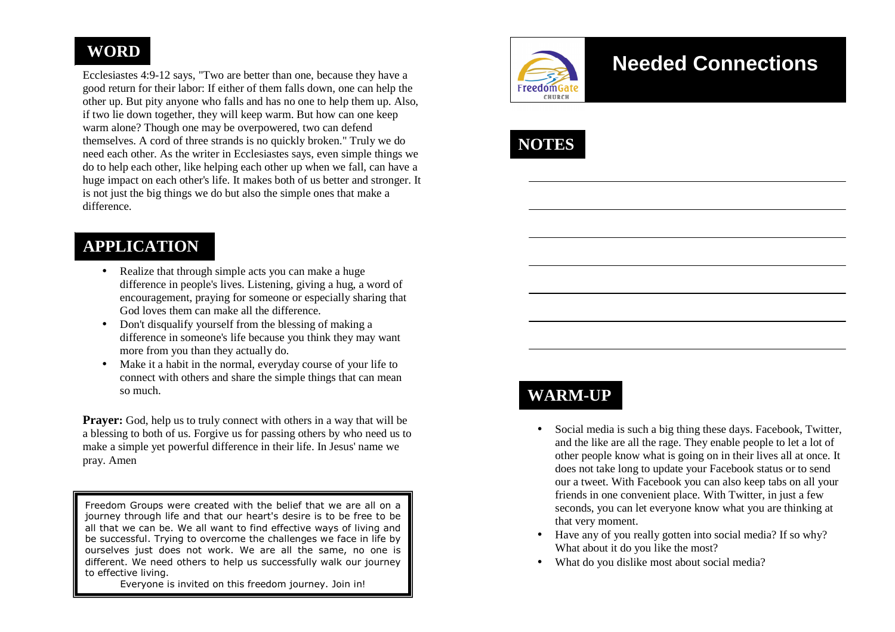# Needed Connections

FreedomGate Church

## WORD

Ecclesiastes 4:9-12 says, "Two are better than one, because they have a good return for their labor: If either of them falls down, one can help the other up. But pity anyone who falls and has no one to help them up. Also, if two lie down together, they will keep warm. But how can one keep warm alone? Though one may be overpowered, two can defend themselves. A cord of three strands is no quickly broken." Truly we do need each other. As the writer in Ecclesiastes says, even simple things we do to help each other, like helping each other up when we fall, can have a huge impact on each other's life. It makes both of us better and stronger. It is not just the big things we do but also the simple ones that make a difference.

## APPLICATION

- Realize that through simple acts you can make a huge difference in people's lives. Listening, giving a hug, a word of encouragement, praying for someone or especially sharing that God loves them can make all the difference.
- Don't disqualify yourself from the blessing of making a difference in someone's life because you think they may want more from you than they actually do.
- Make it a habit in the normal, everyday course of your life to connect with others and share the simple things that can mean so much.

**Prayer:** God, help us to truly connect with others in a way that will be a blessing to both of us. Forgive us for passing others by who need us to make a simple yet powerful difference in their life. In Jesus' name we pray. Amen

Freedom Groups were created with the belief that we are all on a journey through life and that our heart's desire is to be free to be all that we can be. We all want to find effective ways of living and be successful. Trying to overcome the challenges we face in life by ourselves just does not work. We are all the same, no one is different. We need others to help us successfully walk our journey to effective living.

Everyone is invited on this freedom journey. Join in!

## NOTES

______________________________

______________________________

______________________________

______________________________

______________________________

______________________________

______________________________

## WARM-UP

- Social media is such a big thing these days. Facebook, Twitter, and the like are all the rage. They enable people to let a lot of other people know what is going on in their lives all at once. It does not take long to update your Facebook status or to send our a tweet. With Facebook you can also keep tabs on all your friends in one convenient place. With Twitter, in just a few seconds, you can let everyone know what you are thinking at that very moment.
- Have any of you really gotten into social media? If so why? What about it do you like the most?
- What do you dislike most about social media?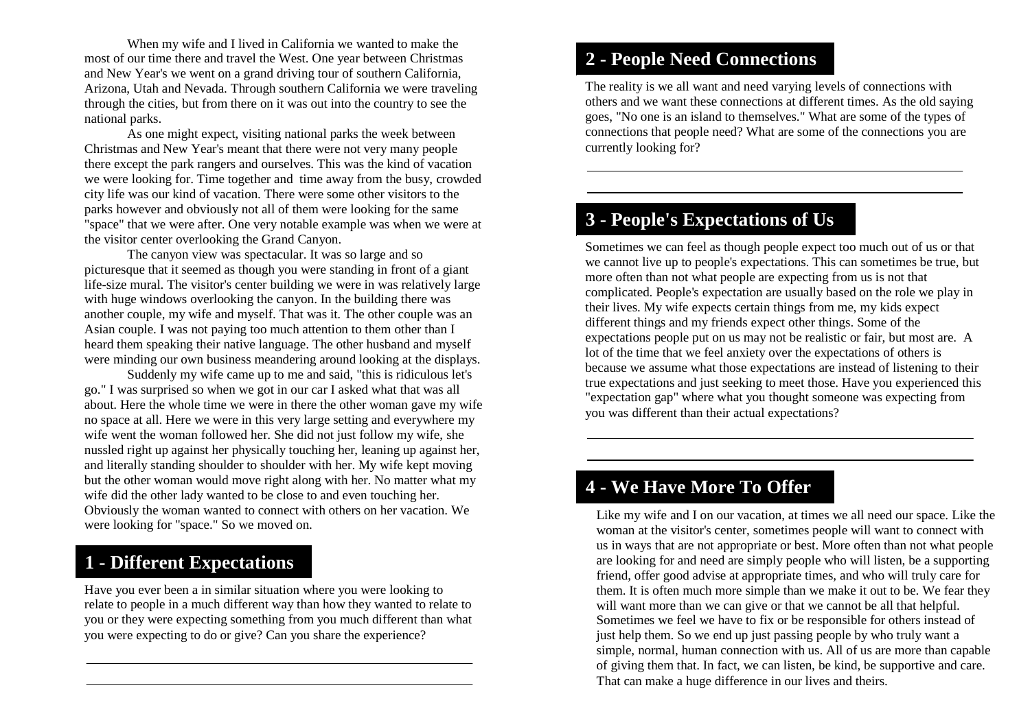When my wife and I lived in California we wanted to make the most of our time there and travel the West. One year between Christmas and New Year's we went on a grand driving tour of southern California, Arizona, Utah and Nevada. Through southern California we were traveling through the cities, but from there on it was out into the country to see the national parks.

As one might expect, visiting national parks the week between Christmas and New Year's meant that there were not very many people there except the park rangers and ourselves. This was the kind of vacation we were looking for. Time together and time away from the busy, crowded city life was our kind of vacation. There were some other visitors to the parks however and obviously not all of them were looking for the same "space" that we were after. One very notable example was when we were at the visitor center overlooking the Grand Canyon.

The canyon view was spectacular. It was so large and so picturesque that it seemed as though you were standing in front of a giant life-size mural. The visitor's center building we were in was relatively large with huge windows overlooking the canyon. In the building there was another couple, my wife and myself. That was it. The other couple was an Asian couple. I was not paying too much attention to them other than I heard them speaking their native language. The other husband and myself were minding our own business meandering around looking at the displays.

Suddenly my wife came up to me and said, "this is ridiculous let's go." I was surprised so when we got in our car I asked what that was all about. Here the whole time we were in there the other woman gave my wife no space at all. Here we were in this very large setting and everywhere my wife went the woman followed her. She did not just follow my wife, she nussled right up against her physically touching her, leaning up against her, and literally standing shoulder to shoulder with her. My wife kept moving but the other woman would move right along with her. No matter what my wife did the other lady wanted to be close to and even touching her. Obviously the woman wanted to connect with others on her vacation. We were looking for "space." So we moved on.

## 1 - Different Expectations

Have you ever been a in similar situation where you were looking to relate to people in a much different way than how they wanted to relate to you or they were expecting something from you much different than what you were expecting to do or give? Can you share the experience?

______________________________________________________________

______________________________________________________________

## 2 - People Need Connections

The reality is we all want and need varying levels of connections with others and we want these connections at different times. As the old saying goes, "No one is an island to themselves." What are some of the types of connections that people need? What are some of the connections you are currently looking for?

______________________________________________________________

______________________________________________________________

## 3 - People's Expectations of Us

Sometimes we can feel as though people expect too much out of us or that we cannot live up to people's expectations. This can sometimes be true, but more often than not what people are expecting from us is not that complicated. People's expectation are usually based on the role we play in their lives. My wife expects certain things from me, my kids expect different things and my friends expect other things. Some of the expectations people put on us may not be realistic or fair, but most are. A lot of the time that we feel anxiety over the expectations of others is because we assume what those expectations are instead of listening to their true expectations and just seeking to meet those. Have you experienced this "expectation gap" where what you thought someone was expecting from you was different than their actual expectations?

______________________________________________________________

______________________________________________________________

## 4 - We Have More To Offer

Like my wife and I on our vacation, at times we all need our space. Like the woman at the visitor's center, sometimes people will want to connect with us in ways that are not appropriate or best. More often than not what people are looking for and need are simply people who will listen, be a supporting friend, offer good advise at appropriate times, and who will truly care for them. It is often much more simple than we make it out to be. We fear they will want more than we can give or that we cannot be all that helpful. Sometimes we feel we have to fix or be responsible for others instead of just help them. So we end up just passing people by who truly want a simple, normal, human connection with us. All of us are more than capable of giving them that. In fact, we can listen, be kind, be supportive and care. That can make a huge difference in our lives and theirs.